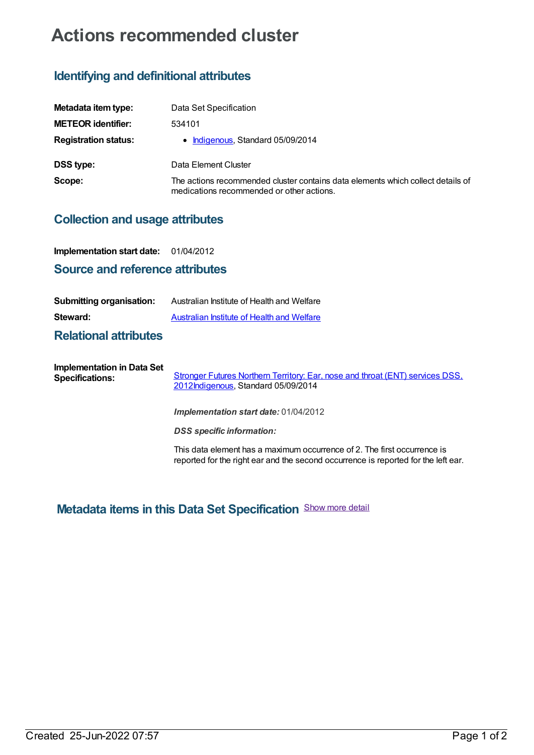# Actions recommended cluster

## Identifying and definitional attributes

**Metadata item type:** Data Set Specification

**METEOR identifier:** 534101

**Registration status:**

- Indigenous, Standard 05/09/2014

**DSS type:** Data Element Cluster

**Scope:** The actions recommended cluster contains data elements which collect details of medications recommended or other actions.

## Collection and usage attributes

**Implementation start date:** 01/04/2012

## Source and reference attributes

**Submitting organisation:** Australian Institute of Health and Welfare

**Steward:** Australian Institute of Health and Welfare

## Relational attributes

**Implementation in Data Set Specifications:**

Stronger Futures Northern Territory: Ear, nose and throat (ENT) services DSS, 2012Indigenous, Standard 05/09/2014

***Implementation start date:*** 01/04/2012

***DSS specific information:***

This data element has a maximum occurrence of 2. The first occurrence is reported for the right ear and the second occurrence is reported for the left ear.

## Metadata items in this Data Set Specification

Show more detail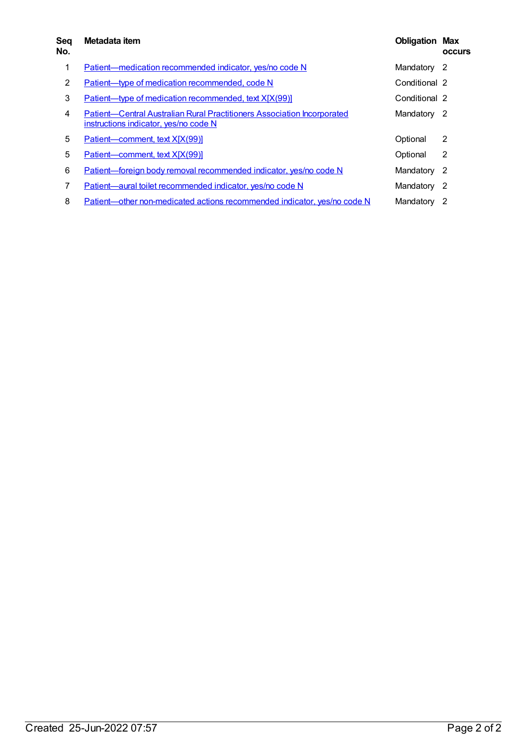| Seq No. | Metadata item | Obligation | Max occurs |
|---|---|---|---|
| 1 | Patient—medication recommended indicator, yes/no code N | Mandatory | 2 |
| 2 | Patient—type of medication recommended, code N | Conditional | 2 |
| 3 | Patient—type of medication recommended, text X[X(99)] | Conditional | 2 |
| 4 | Patient—Central Australian Rural Practitioners Association Incorporated instructions indicator, yes/no code N | Mandatory | 2 |
| 5 | Patient—comment, text X[X(99)] | Optional | 2 |
| 5 | Patient—comment, text X[X(99)] | Optional | 2 |
| 6 | Patient—foreign body removal recommended indicator, yes/no code N | Mandatory | 2 |
| 7 | Patient—aural toilet recommended indicator, yes/no code N | Mandatory | 2 |
| 8 | Patient—other non-medicated actions recommended indicator, yes/no code N | Mandatory | 2 |